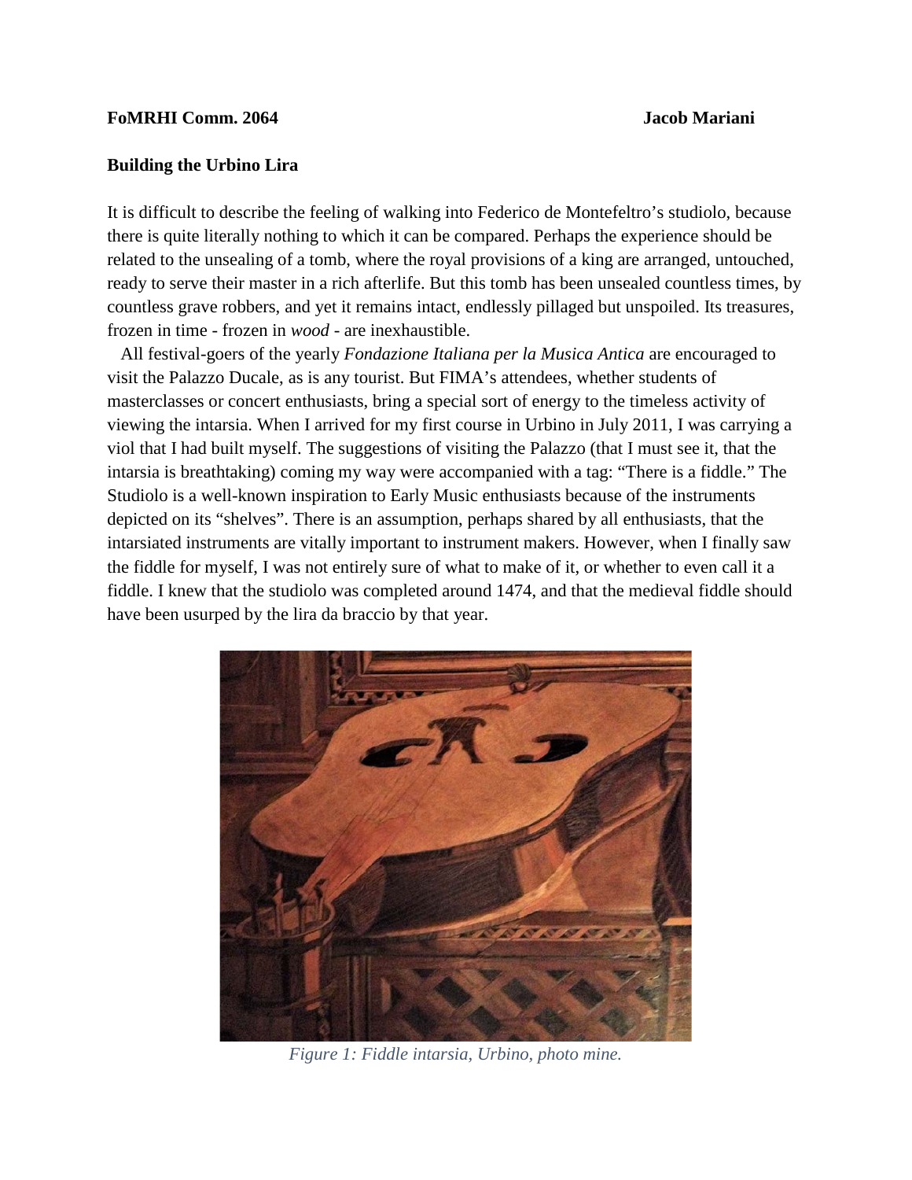**FoMRHI Comm. 2064** **Jacob Mariani**

**Building the Urbino Lira**

It is difficult to describe the feeling of walking into Federico de Montefeltro's studiolo, because there is quite literally nothing to which it can be compared. Perhaps the experience should be related to the unsealing of a tomb, where the royal provisions of a king are arranged, untouched, ready to serve their master in a rich afterlife. But this tomb has been unsealed countless times, by countless grave robbers, and yet it remains intact, endlessly pillaged but unspoiled. Its treasures, frozen in time - frozen in *wood* - are inexhaustible.

All festival-goers of the yearly *Fondazione Italiana per la Musica Antica* are encouraged to visit the Palazzo Ducale, as is any tourist. But FIMA's attendees, whether students of masterclasses or concert enthusiasts, bring a special sort of energy to the timeless activity of viewing the intarsia. When I arrived for my first course in Urbino in July 2011, I was carrying a viol that I had built myself. The suggestions of visiting the Palazzo (that I must see it, that the intarsia is breathtaking) coming my way were accompanied with a tag: "There is a fiddle." The Studiolo is a well-known inspiration to Early Music enthusiasts because of the instruments depicted on its "shelves". There is an assumption, perhaps shared by all enthusiasts, that the intarsiated instruments are vitally important to instrument makers. However, when I finally saw the fiddle for myself, I was not entirely sure of what to make of it, or whether to even call it a fiddle. I knew that the studiolo was completed around 1474, and that the medieval fiddle should have been usurped by the lira da braccio by that year.

*Figure 1: Fiddle intarsia, Urbino, photo mine.*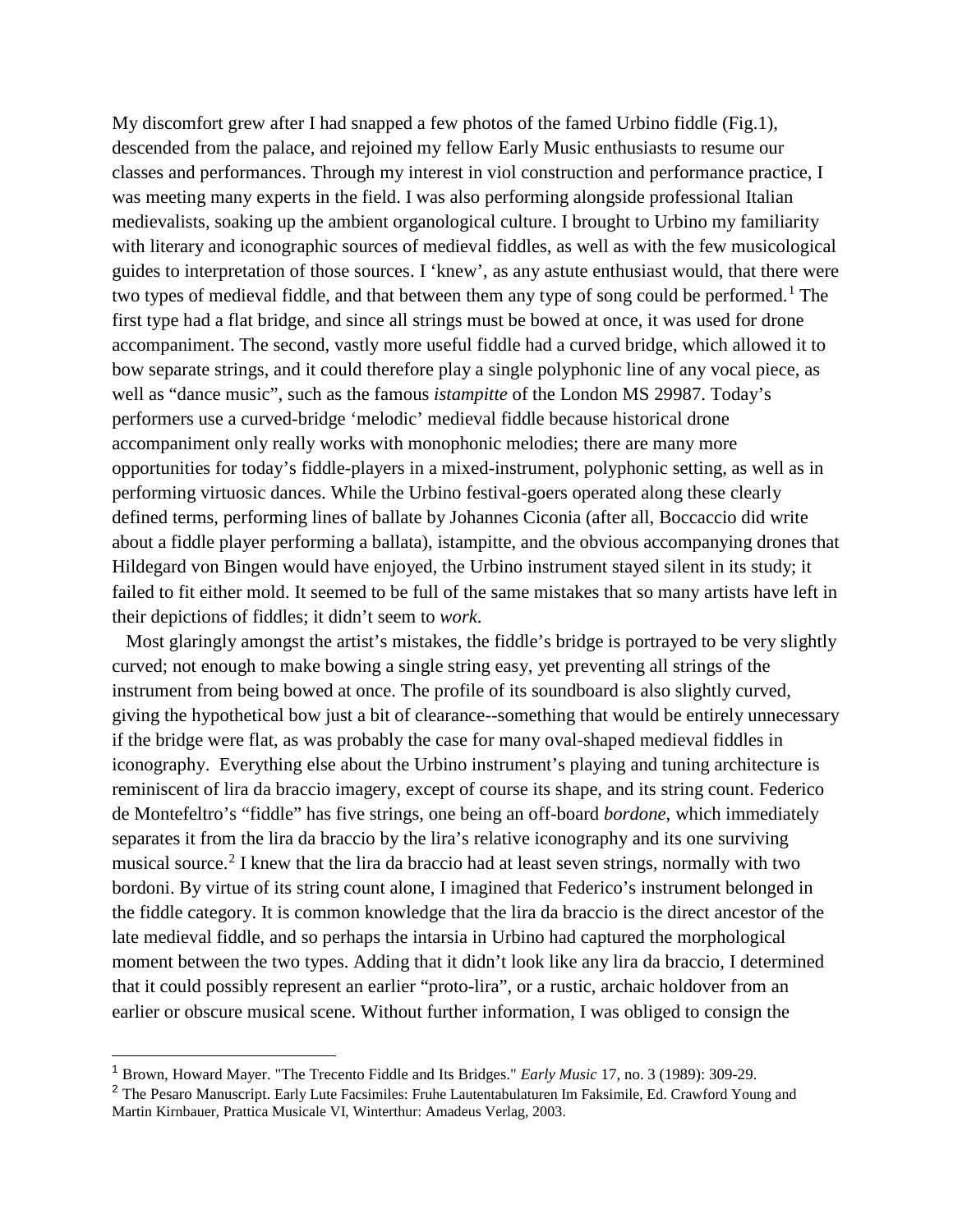My discomfort grew after I had snapped a few photos of the famed Urbino fiddle (Fig.1), descended from the palace, and rejoined my fellow Early Music enthusiasts to resume our classes and performances. Through my interest in viol construction and performance practice, I was meeting many experts in the field. I was also performing alongside professional Italian medievalists, soaking up the ambient organological culture. I brought to Urbino my familiarity with literary and iconographic sources of medieval fiddles, as well as with the few musicological guides to interpretation of those sources. I 'knew', as any astute enthusiast would, that there were two types of medieval fiddle, and that between them any type of song could be performed.[1] The first type had a flat bridge, and since all strings must be bowed at once, it was used for drone accompaniment. The second, vastly more useful fiddle had a curved bridge, which allowed it to bow separate strings, and it could therefore play a single polyphonic line of any vocal piece, as well as "dance music", such as the famous *istampitte* of the London MS 29987. Today's performers use a curved-bridge 'melodic' medieval fiddle because historical drone accompaniment only really works with monophonic melodies; there are many more opportunities for today's fiddle-players in a mixed-instrument, polyphonic setting, as well as in performing virtuosic dances. While the Urbino festival-goers operated along these clearly defined terms, performing lines of ballate by Johannes Ciconia (after all, Boccaccio did write about a fiddle player performing a ballata), istampitte, and the obvious accompanying drones that Hildegard von Bingen would have enjoyed, the Urbino instrument stayed silent in its study; it failed to fit either mold. It seemed to be full of the same mistakes that so many artists have left in their depictions of fiddles; it didn't seem to *work*.

Most glaringly amongst the artist's mistakes, the fiddle's bridge is portrayed to be very slightly curved; not enough to make bowing a single string easy, yet preventing all strings of the instrument from being bowed at once. The profile of its soundboard is also slightly curved, giving the hypothetical bow just a bit of clearance--something that would be entirely unnecessary if the bridge were flat, as was probably the case for many oval-shaped medieval fiddles in iconography. Everything else about the Urbino instrument's playing and tuning architecture is reminiscent of lira da braccio imagery, except of course its shape, and its string count. Federico de Montefeltro's "fiddle" has five strings, one being an off-board *bordone*, which immediately separates it from the lira da braccio by the lira's relative iconography and its one surviving musical source.[2] I knew that the lira da braccio had at least seven strings, normally with two bordoni. By virtue of its string count alone, I imagined that Federico's instrument belonged in the fiddle category. It is common knowledge that the lira da braccio is the direct ancestor of the late medieval fiddle, and so perhaps the intarsia in Urbino had captured the morphological moment between the two types. Adding that it didn't look like any lira da braccio, I determined that it could possibly represent an earlier "proto-lira", or a rustic, archaic holdover from an earlier or obscure musical scene. Without further information, I was obliged to consign the

[1] Brown, Howard Mayer. "The Trecento Fiddle and Its Bridges." *Early Music* 17, no. 3 (1989): 309-29.

[2] The Pesaro Manuscript. Early Lute Facsimiles: Fruhe Lautentabulaturen Im Faksimile, Ed. Crawford Young and Martin Kirnbauer, Prattica Musicale VI, Winterthur: Amadeus Verlag, 2003.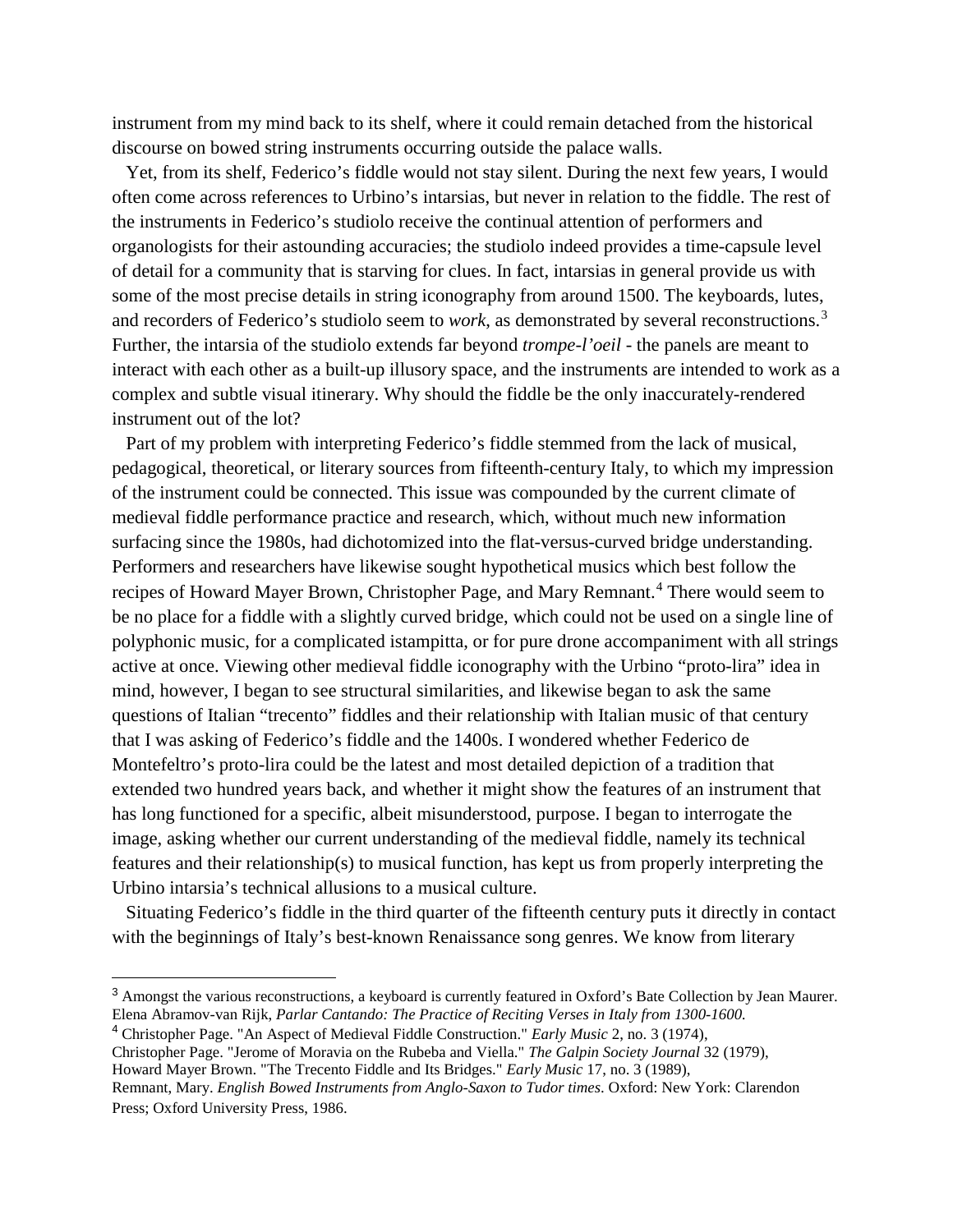instrument from my mind back to its shelf, where it could remain detached from the historical discourse on bowed string instruments occurring outside the palace walls.

Yet, from its shelf, Federico's fiddle would not stay silent. During the next few years, I would often come across references to Urbino's intarsias, but never in relation to the fiddle. The rest of the instruments in Federico's studiolo receive the continual attention of performers and organologists for their astounding accuracies; the studiolo indeed provides a time-capsule level of detail for a community that is starving for clues. In fact, intarsias in general provide us with some of the most precise details in string iconography from around 1500. The keyboards, lutes, and recorders of Federico's studiolo seem to *work*, as demonstrated by several reconstructions.[3] Further, the intarsia of the studiolo extends far beyond *trompe-l'oeil* - the panels are meant to interact with each other as a built-up illusory space, and the instruments are intended to work as a complex and subtle visual itinerary. Why should the fiddle be the only inaccurately-rendered instrument out of the lot?

Part of my problem with interpreting Federico's fiddle stemmed from the lack of musical, pedagogical, theoretical, or literary sources from fifteenth-century Italy, to which my impression of the instrument could be connected. This issue was compounded by the current climate of medieval fiddle performance practice and research, which, without much new information surfacing since the 1980s, had dichotomized into the flat-versus-curved bridge understanding. Performers and researchers have likewise sought hypothetical musics which best follow the recipes of Howard Mayer Brown, Christopher Page, and Mary Remnant.[4] There would seem to be no place for a fiddle with a slightly curved bridge, which could not be used on a single line of polyphonic music, for a complicated istampitta, or for pure drone accompaniment with all strings active at once. Viewing other medieval fiddle iconography with the Urbino "proto-lira" idea in mind, however, I began to see structural similarities, and likewise began to ask the same questions of Italian "trecento" fiddles and their relationship with Italian music of that century that I was asking of Federico's fiddle and the 1400s. I wondered whether Federico de Montefeltro's proto-lira could be the latest and most detailed depiction of a tradition that extended two hundred years back, and whether it might show the features of an instrument that has long functioned for a specific, albeit misunderstood, purpose. I began to interrogate the image, asking whether our current understanding of the medieval fiddle, namely its technical features and their relationship(s) to musical function, has kept us from properly interpreting the Urbino intarsia's technical allusions to a musical culture.

Situating Federico's fiddle in the third quarter of the fifteenth century puts it directly in contact with the beginnings of Italy's best-known Renaissance song genres. We know from literary

---

[3] Amongst the various reconstructions, a keyboard is currently featured in Oxford's Bate Collection by Jean Maurer. Elena Abramov-van Rijk, *Parlar Cantando: The Practice of Reciting Verses in Italy from 1300-1600.*

[4] Christopher Page. "An Aspect of Medieval Fiddle Construction." *Early Music* 2, no. 3 (1974), Christopher Page. "Jerome of Moravia on the Rubeba and Viella." *The Galpin Society Journal* 32 (1979), Howard Mayer Brown. "The Trecento Fiddle and Its Bridges." *Early Music* 17, no. 3 (1989), Remnant, Mary. *English Bowed Instruments from Anglo-Saxon to Tudor times.* Oxford: New York: Clarendon Press; Oxford University Press, 1986.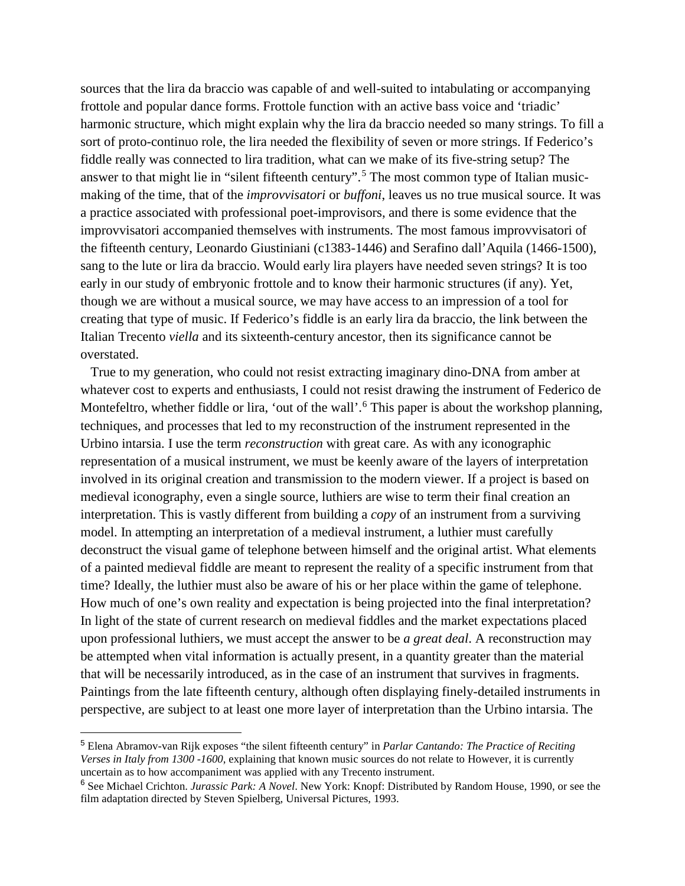sources that the lira da braccio was capable of and well-suited to intabulating or accompanying frottole and popular dance forms. Frottole function with an active bass voice and 'triadic' harmonic structure, which might explain why the lira da braccio needed so many strings. To fill a sort of proto-continuo role, the lira needed the flexibility of seven or more strings. If Federico's fiddle really was connected to lira tradition, what can we make of its five-string setup? The answer to that might lie in "silent fifteenth century".[5] The most common type of Italian music-making of the time, that of the *improvvisatori* or *buffoni*, leaves us no true musical source. It was a practice associated with professional poet-improvisors, and there is some evidence that the improvvisatori accompanied themselves with instruments. The most famous improvvisatori of the fifteenth century, Leonardo Giustiniani (c1383-1446) and Serafino dall'Aquila (1466-1500), sang to the lute or lira da braccio. Would early lira players have needed seven strings? It is too early in our study of embryonic frottole and to know their harmonic structures (if any). Yet, though we are without a musical source, we may have access to an impression of a tool for creating that type of music. If Federico's fiddle is an early lira da braccio, the link between the Italian Trecento *viella* and its sixteenth-century ancestor, then its significance cannot be overstated.

True to my generation, who could not resist extracting imaginary dino-DNA from amber at whatever cost to experts and enthusiasts, I could not resist drawing the instrument of Federico de Montefeltro, whether fiddle or lira, 'out of the wall'.[6] This paper is about the workshop planning, techniques, and processes that led to my reconstruction of the instrument represented in the Urbino intarsia. I use the term *reconstruction* with great care. As with any iconographic representation of a musical instrument, we must be keenly aware of the layers of interpretation involved in its original creation and transmission to the modern viewer. If a project is based on medieval iconography, even a single source, luthiers are wise to term their final creation an interpretation. This is vastly different from building a *copy* of an instrument from a surviving model. In attempting an interpretation of a medieval instrument, a luthier must carefully deconstruct the visual game of telephone between himself and the original artist. What elements of a painted medieval fiddle are meant to represent the reality of a specific instrument from that time? Ideally, the luthier must also be aware of his or her place within the game of telephone. How much of one's own reality and expectation is being projected into the final interpretation? In light of the state of current research on medieval fiddles and the market expectations placed upon professional luthiers, we must accept the answer to be *a great deal*. A reconstruction may be attempted when vital information is actually present, in a quantity greater than the material that will be necessarily introduced, as in the case of an instrument that survives in fragments. Paintings from the late fifteenth century, although often displaying finely-detailed instruments in perspective, are subject to at least one more layer of interpretation than the Urbino intarsia. The

---

[5] Elena Abramov-van Rijk exposes "the silent fifteenth century" in *Parlar Cantando: The Practice of Reciting Verses in Italy from 1300 -1600*, explaining that known music sources do not relate to However, it is currently uncertain as to how accompaniment was applied with any Trecento instrument.

[6] See Michael Crichton. *Jurassic Park: A Novel*. New York: Knopf: Distributed by Random House, 1990, or see the film adaptation directed by Steven Spielberg, Universal Pictures, 1993.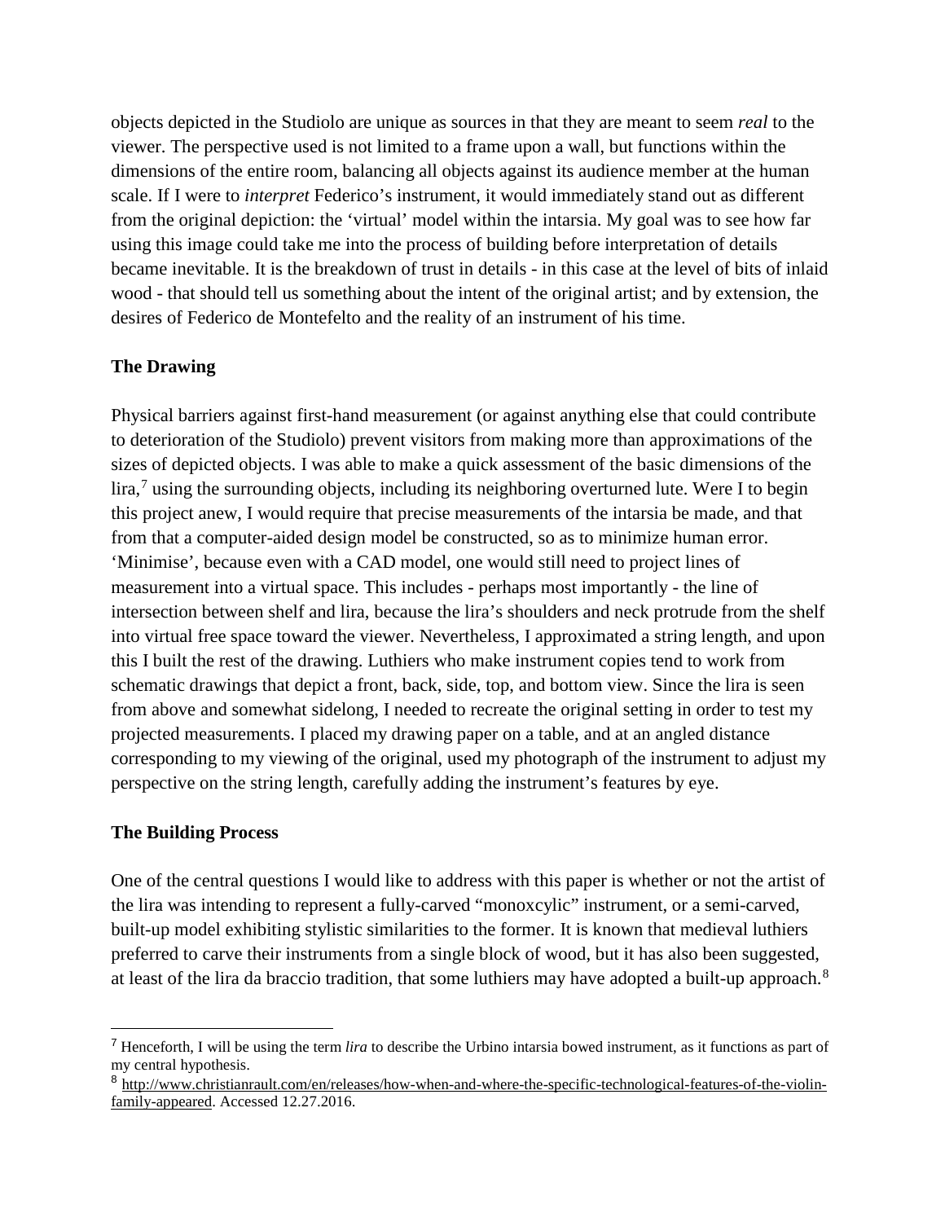objects depicted in the Studiolo are unique as sources in that they are meant to seem *real* to the viewer. The perspective used is not limited to a frame upon a wall, but functions within the dimensions of the entire room, balancing all objects against its audience member at the human scale. If I were to *interpret* Federico's instrument, it would immediately stand out as different from the original depiction: the 'virtual' model within the intarsia. My goal was to see how far using this image could take me into the process of building before interpretation of details became inevitable. It is the breakdown of trust in details - in this case at the level of bits of inlaid wood - that should tell us something about the intent of the original artist; and by extension, the desires of Federico de Montefelto and the reality of an instrument of his time.

## The Drawing

Physical barriers against first-hand measurement (or against anything else that could contribute to deterioration of the Studiolo) prevent visitors from making more than approximations of the sizes of depicted objects. I was able to make a quick assessment of the basic dimensions of the lira,[7] using the surrounding objects, including its neighboring overturned lute. Were I to begin this project anew, I would require that precise measurements of the intarsia be made, and that from that a computer-aided design model be constructed, so as to minimize human error. 'Minimise', because even with a CAD model, one would still need to project lines of measurement into a virtual space. This includes - perhaps most importantly - the line of intersection between shelf and lira, because the lira's shoulders and neck protrude from the shelf into virtual free space toward the viewer. Nevertheless, I approximated a string length, and upon this I built the rest of the drawing. Luthiers who make instrument copies tend to work from schematic drawings that depict a front, back, side, top, and bottom view. Since the lira is seen from above and somewhat sidelong, I needed to recreate the original setting in order to test my projected measurements. I placed my drawing paper on a table, and at an angled distance corresponding to my viewing of the original, used my photograph of the instrument to adjust my perspective on the string length, carefully adding the instrument's features by eye.

## The Building Process

One of the central questions I would like to address with this paper is whether or not the artist of the lira was intending to represent a fully-carved "monoxcylic" instrument, or a semi-carved, built-up model exhibiting stylistic similarities to the former. It is known that medieval luthiers preferred to carve their instruments from a single block of wood, but it has also been suggested, at least of the lira da braccio tradition, that some luthiers may have adopted a built-up approach.[8]

---

[7] Henceforth, I will be using the term *lira* to describe the Urbino intarsia bowed instrument, as it functions as part of my central hypothesis.

[8] http://www.christianrault.com/en/releases/how-when-and-where-the-specific-technological-features-of-the-violin-family-appeared. Accessed 12.27.2016.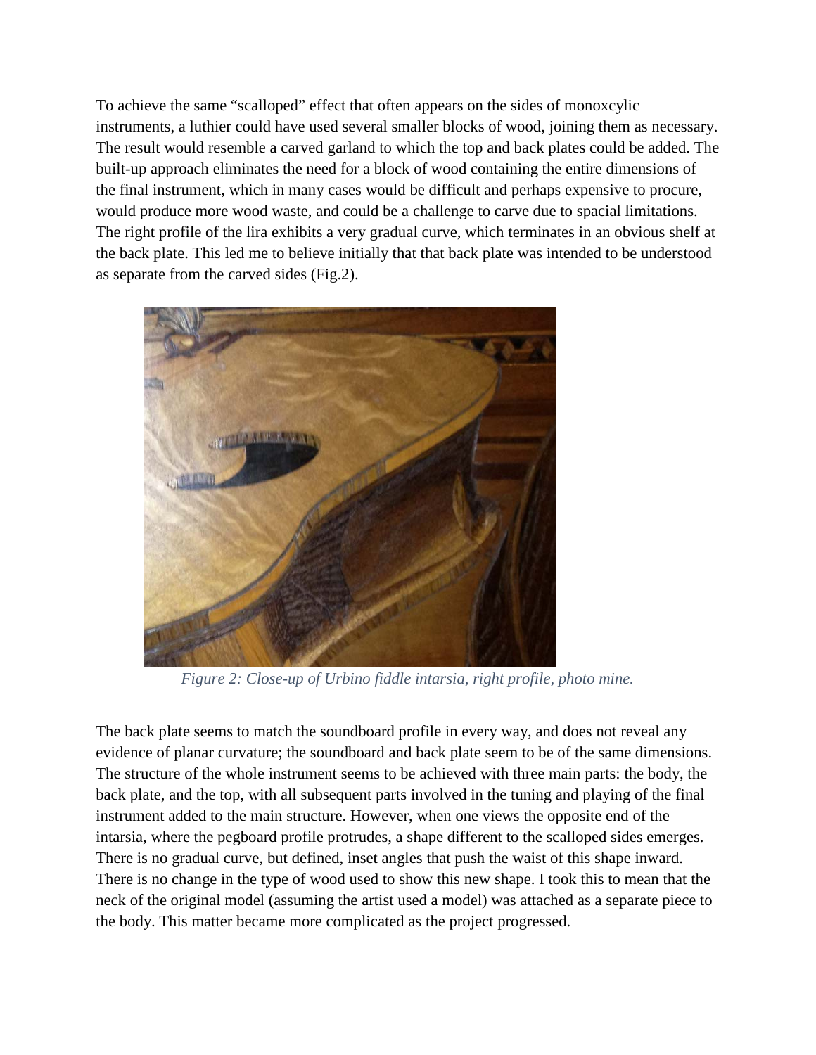To achieve the same "scalloped" effect that often appears on the sides of monoxcylic instruments, a luthier could have used several smaller blocks of wood, joining them as necessary. The result would resemble a carved garland to which the top and back plates could be added. The built-up approach eliminates the need for a block of wood containing the entire dimensions of the final instrument, which in many cases would be difficult and perhaps expensive to procure, would produce more wood waste, and could be a challenge to carve due to spacial limitations. The right profile of the lira exhibits a very gradual curve, which terminates in an obvious shelf at the back plate. This led me to believe initially that that back plate was intended to be understood as separate from the carved sides (Fig.2).

*Figure 2: Close-up of Urbino fiddle intarsia, right profile, photo mine.*

The back plate seems to match the soundboard profile in every way, and does not reveal any evidence of planar curvature; the soundboard and back plate seem to be of the same dimensions. The structure of the whole instrument seems to be achieved with three main parts: the body, the back plate, and the top, with all subsequent parts involved in the tuning and playing of the final instrument added to the main structure. However, when one views the opposite end of the intarsia, where the pegboard profile protrudes, a shape different to the scalloped sides emerges. There is no gradual curve, but defined, inset angles that push the waist of this shape inward. There is no change in the type of wood used to show this new shape. I took this to mean that the neck of the original model (assuming the artist used a model) was attached as a separate piece to the body. This matter became more complicated as the project progressed.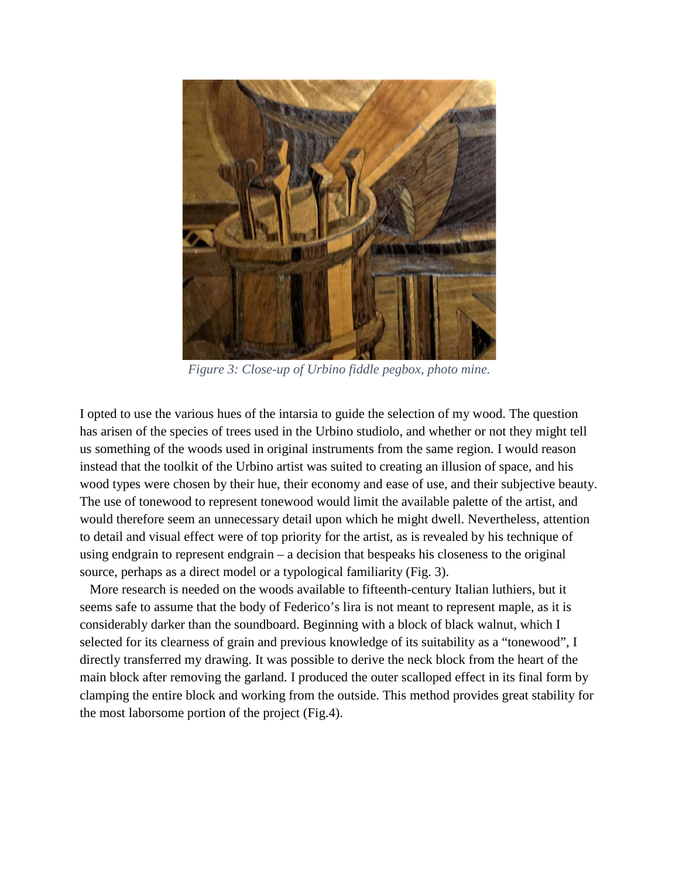*Figure 3: Close-up of Urbino fiddle pegbox, photo mine.*

I opted to use the various hues of the intarsia to guide the selection of my wood. The question has arisen of the species of trees used in the Urbino studiolo, and whether or not they might tell us something of the woods used in original instruments from the same region. I would reason instead that the toolkit of the Urbino artist was suited to creating an illusion of space, and his wood types were chosen by their hue, their economy and ease of use, and their subjective beauty. The use of tonewood to represent tonewood would limit the available palette of the artist, and would therefore seem an unnecessary detail upon which he might dwell. Nevertheless, attention to detail and visual effect were of top priority for the artist, as is revealed by his technique of using endgrain to represent endgrain – a decision that bespeaks his closeness to the original source, perhaps as a direct model or a typological familiarity (Fig. 3).

More research is needed on the woods available to fifteenth-century Italian luthiers, but it seems safe to assume that the body of Federico's lira is not meant to represent maple, as it is considerably darker than the soundboard. Beginning with a block of black walnut, which I selected for its clearness of grain and previous knowledge of its suitability as a "tonewood", I directly transferred my drawing. It was possible to derive the neck block from the heart of the main block after removing the garland. I produced the outer scalloped effect in its final form by clamping the entire block and working from the outside. This method provides great stability for the most laborsome portion of the project (Fig.4).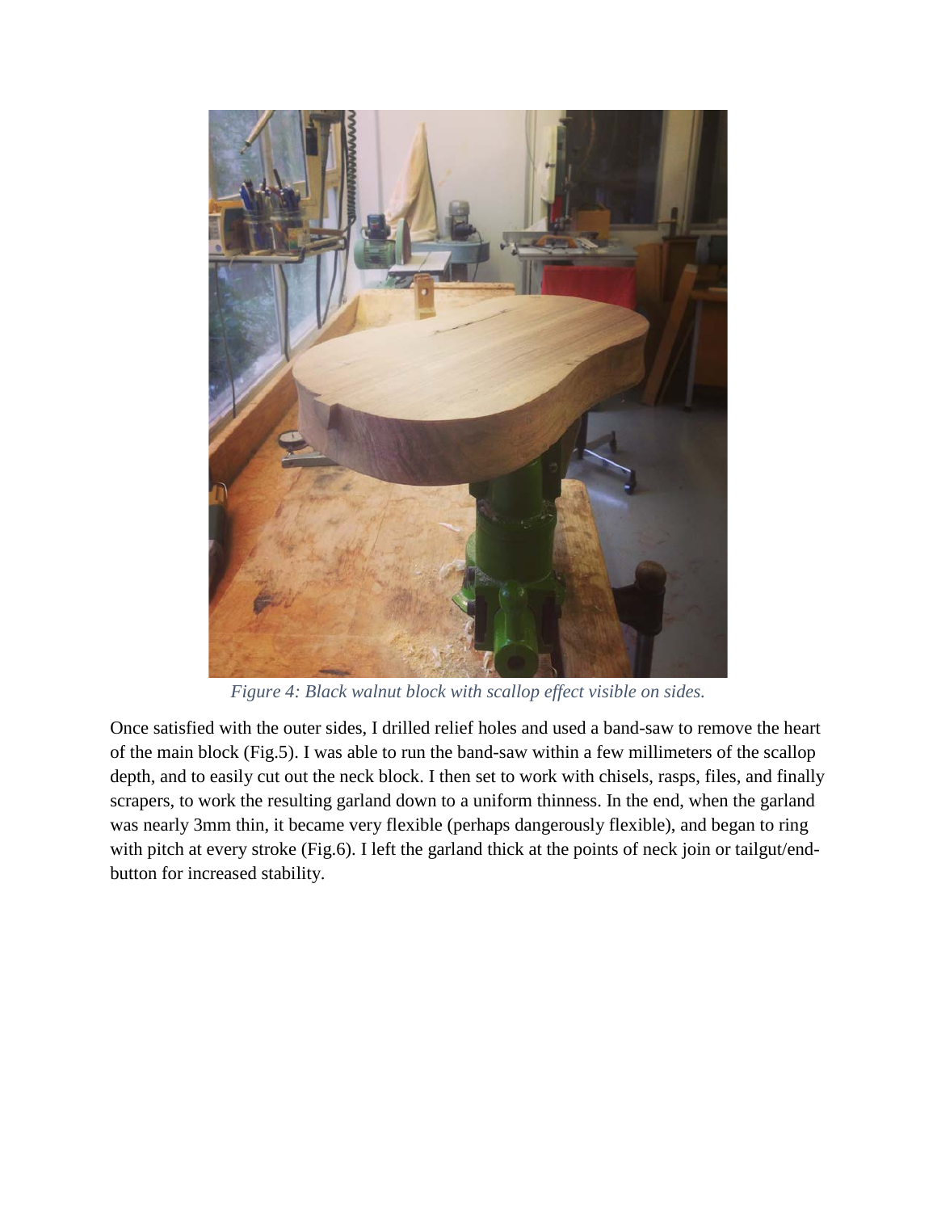*Figure 4: Black walnut block with scallop effect visible on sides.*

Once satisfied with the outer sides, I drilled relief holes and used a band-saw to remove the heart of the main block (Fig.5). I was able to run the band-saw within a few millimeters of the scallop depth, and to easily cut out the neck block. I then set to work with chisels, rasps, files, and finally scrapers, to work the resulting garland down to a uniform thinness. In the end, when the garland was nearly 3mm thin, it became very flexible (perhaps dangerously flexible), and began to ring with pitch at every stroke (Fig.6). I left the garland thick at the points of neck join or tailgut/end-button for increased stability.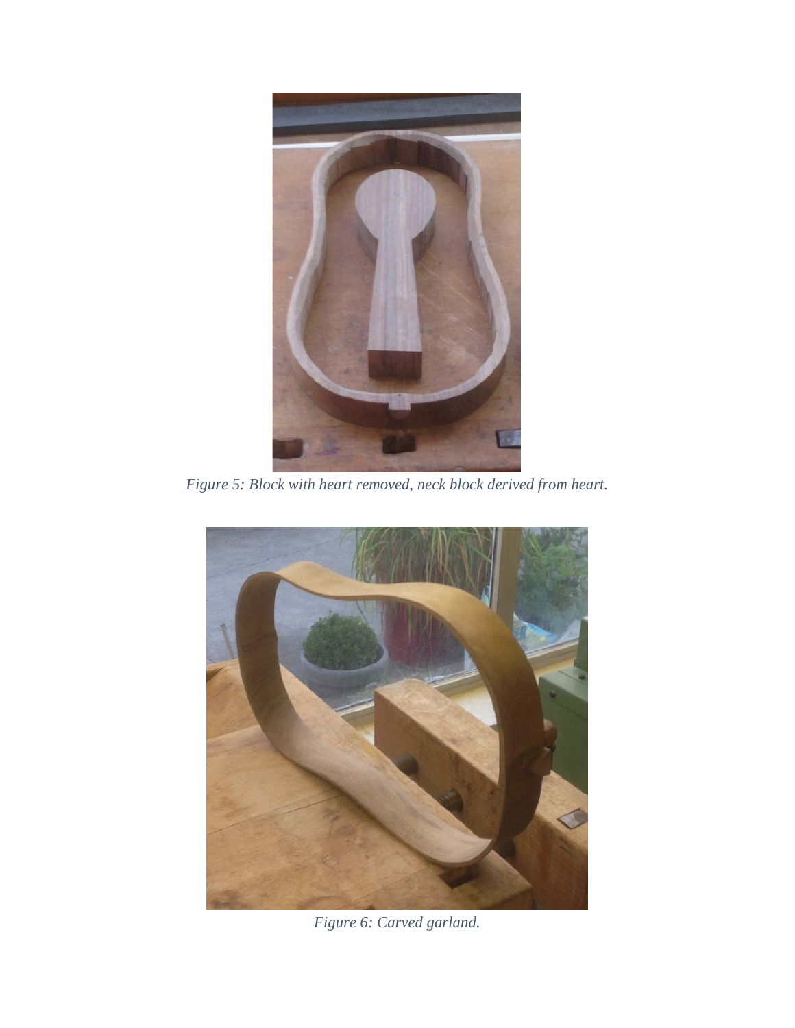*Figure 5: Block with heart removed, neck block derived from heart.*

*Figure 6: Carved garland.*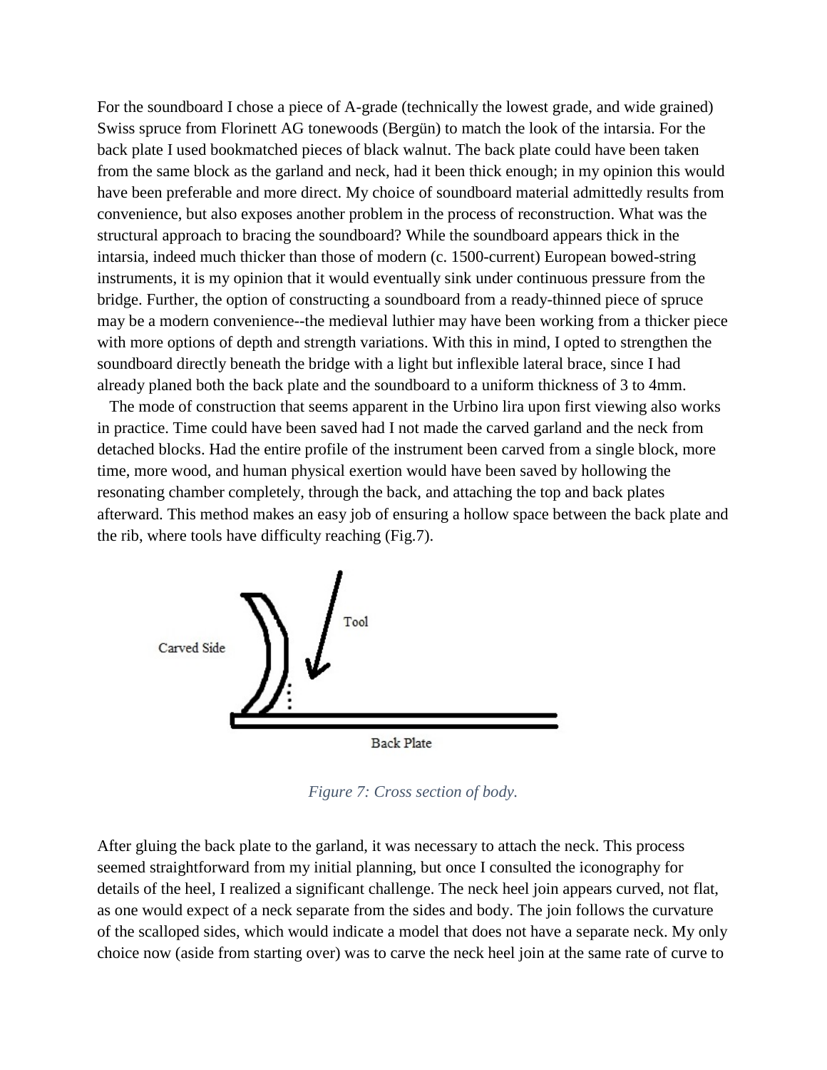For the soundboard I chose a piece of A-grade (technically the lowest grade, and wide grained) Swiss spruce from Florinett AG tonewoods (Bergün) to match the look of the intarsia. For the back plate I used bookmatched pieces of black walnut. The back plate could have been taken from the same block as the garland and neck, had it been thick enough; in my opinion this would have been preferable and more direct. My choice of soundboard material admittedly results from convenience, but also exposes another problem in the process of reconstruction. What was the structural approach to bracing the soundboard? While the soundboard appears thick in the intarsia, indeed much thicker than those of modern (c. 1500-current) European bowed-string instruments, it is my opinion that it would eventually sink under continuous pressure from the bridge. Further, the option of constructing a soundboard from a ready-thinned piece of spruce may be a modern convenience--the medieval luthier may have been working from a thicker piece with more options of depth and strength variations. With this in mind, I opted to strengthen the soundboard directly beneath the bridge with a light but inflexible lateral brace, since I had already planed both the back plate and the soundboard to a uniform thickness of 3 to 4mm.

The mode of construction that seems apparent in the Urbino lira upon first viewing also works in practice. Time could have been saved had I not made the carved garland and the neck from detached blocks. Had the entire profile of the instrument been carved from a single block, more time, more wood, and human physical exertion would have been saved by hollowing the resonating chamber completely, through the back, and attaching the top and back plates afterward. This method makes an easy job of ensuring a hollow space between the back plate and the rib, where tools have difficulty reaching (Fig.7).

*Figure 7: Cross section of body.*

After gluing the back plate to the garland, it was necessary to attach the neck. This process seemed straightforward from my initial planning, but once I consulted the iconography for details of the heel, I realized a significant challenge. The neck heel join appears curved, not flat, as one would expect of a neck separate from the sides and body. The join follows the curvature of the scalloped sides, which would indicate a model that does not have a separate neck. My only choice now (aside from starting over) was to carve the neck heel join at the same rate of curve to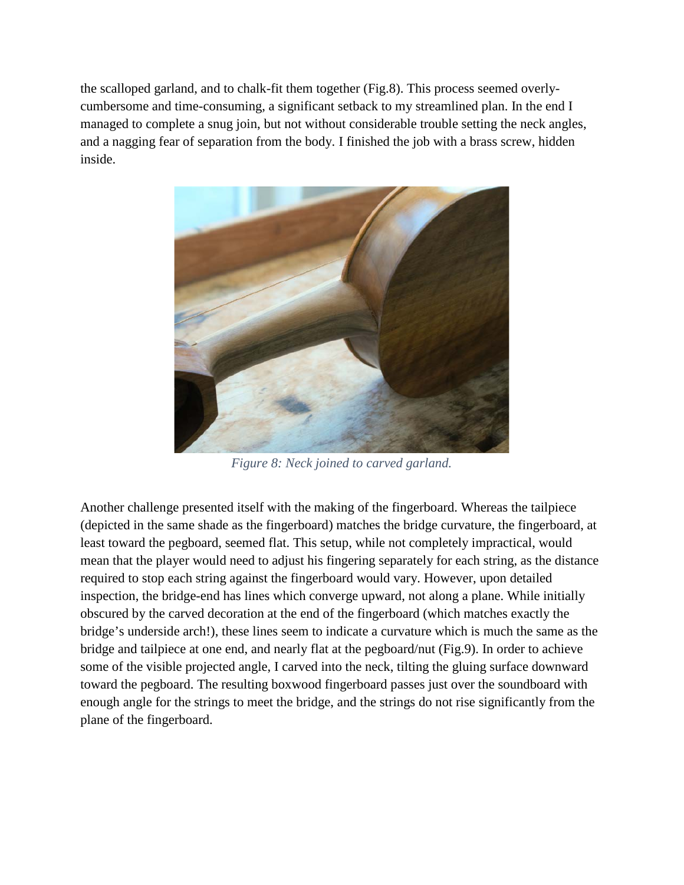the scalloped garland, and to chalk-fit them together (Fig.8). This process seemed overly-cumbersome and time-consuming, a significant setback to my streamlined plan. In the end I managed to complete a snug join, but not without considerable trouble setting the neck angles, and a nagging fear of separation from the body. I finished the job with a brass screw, hidden inside.

*Figure 8: Neck joined to carved garland.*

Another challenge presented itself with the making of the fingerboard. Whereas the tailpiece (depicted in the same shade as the fingerboard) matches the bridge curvature, the fingerboard, at least toward the pegboard, seemed flat. This setup, while not completely impractical, would mean that the player would need to adjust his fingering separately for each string, as the distance required to stop each string against the fingerboard would vary. However, upon detailed inspection, the bridge-end has lines which converge upward, not along a plane. While initially obscured by the carved decoration at the end of the fingerboard (which matches exactly the bridge's underside arch!), these lines seem to indicate a curvature which is much the same as the bridge and tailpiece at one end, and nearly flat at the pegboard/nut (Fig.9). In order to achieve some of the visible projected angle, I carved into the neck, tilting the gluing surface downward toward the pegboard. The resulting boxwood fingerboard passes just over the soundboard with enough angle for the strings to meet the bridge, and the strings do not rise significantly from the plane of the fingerboard.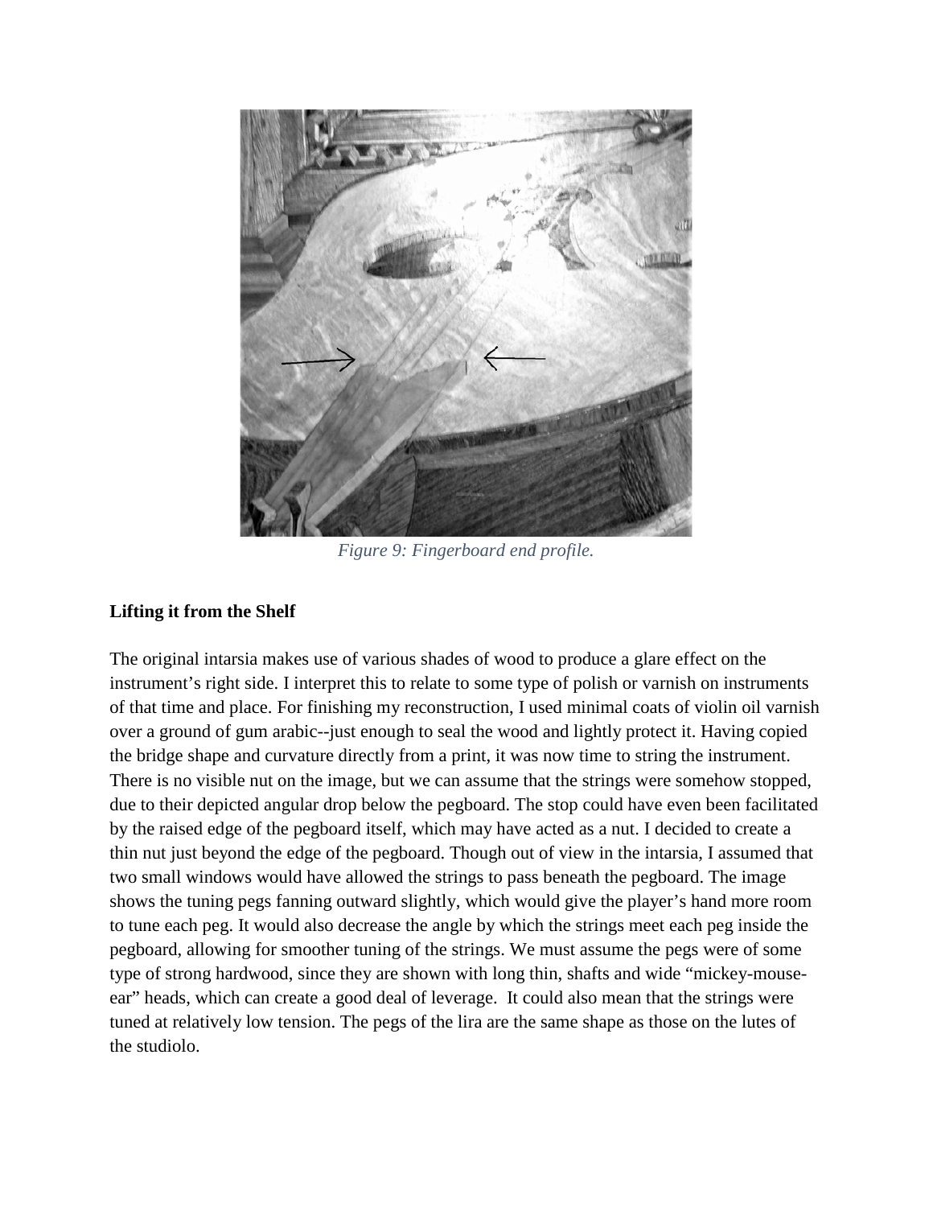*Figure 9: Fingerboard end profile.*

**Lifting it from the Shelf**

The original intarsia makes use of various shades of wood to produce a glare effect on the instrument's right side. I interpret this to relate to some type of polish or varnish on instruments of that time and place. For finishing my reconstruction, I used minimal coats of violin oil varnish over a ground of gum arabic--just enough to seal the wood and lightly protect it. Having copied the bridge shape and curvature directly from a print, it was now time to string the instrument. There is no visible nut on the image, but we can assume that the strings were somehow stopped, due to their depicted angular drop below the pegboard. The stop could have even been facilitated by the raised edge of the pegboard itself, which may have acted as a nut. I decided to create a thin nut just beyond the edge of the pegboard. Though out of view in the intarsia, I assumed that two small windows would have allowed the strings to pass beneath the pegboard. The image shows the tuning pegs fanning outward slightly, which would give the player's hand more room to tune each peg. It would also decrease the angle by which the strings meet each peg inside the pegboard, allowing for smoother tuning of the strings. We must assume the pegs were of some type of strong hardwood, since they are shown with long thin, shafts and wide "mickey-mouse-ear" heads, which can create a good deal of leverage. It could also mean that the strings were tuned at relatively low tension. The pegs of the lira are the same shape as those on the lutes of the studiolo.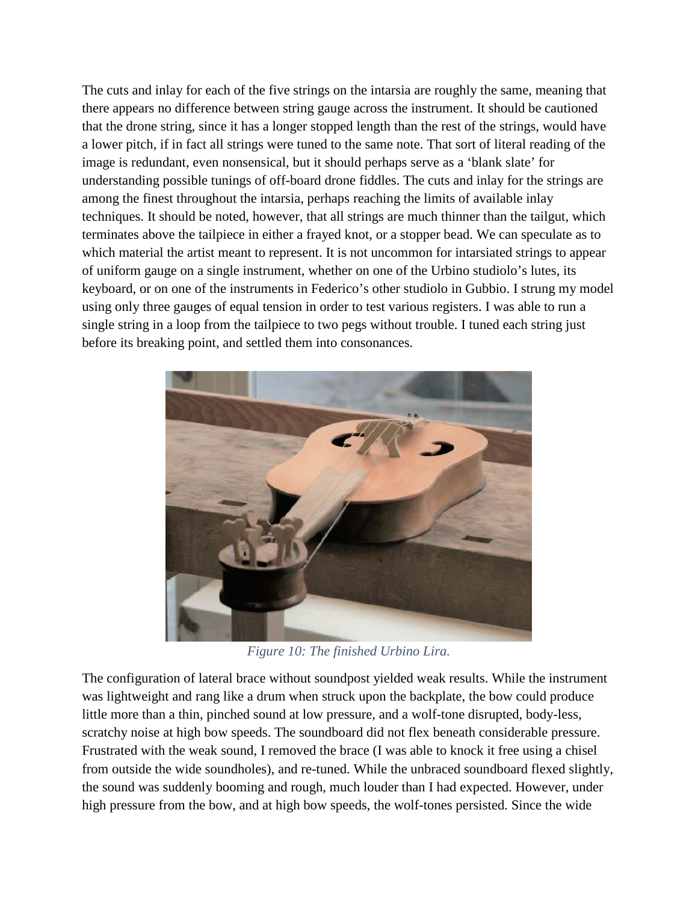The cuts and inlay for each of the five strings on the intarsia are roughly the same, meaning that there appears no difference between string gauge across the instrument. It should be cautioned that the drone string, since it has a longer stopped length than the rest of the strings, would have a lower pitch, if in fact all strings were tuned to the same note. That sort of literal reading of the image is redundant, even nonsensical, but it should perhaps serve as a 'blank slate' for understanding possible tunings of off-board drone fiddles. The cuts and inlay for the strings are among the finest throughout the intarsia, perhaps reaching the limits of available inlay techniques. It should be noted, however, that all strings are much thinner than the tailgut, which terminates above the tailpiece in either a frayed knot, or a stopper bead. We can speculate as to which material the artist meant to represent. It is not uncommon for intarsiated strings to appear of uniform gauge on a single instrument, whether on one of the Urbino studiolo's lutes, its keyboard, or on one of the instruments in Federico's other studiolo in Gubbio. I strung my model using only three gauges of equal tension in order to test various registers. I was able to run a single string in a loop from the tailpiece to two pegs without trouble. I tuned each string just before its breaking point, and settled them into consonances.

*Figure 10: The finished Urbino Lira.*

The configuration of lateral brace without soundpost yielded weak results. While the instrument was lightweight and rang like a drum when struck upon the backplate, the bow could produce little more than a thin, pinched sound at low pressure, and a wolf-tone disrupted, body-less, scratchy noise at high bow speeds. The soundboard did not flex beneath considerable pressure. Frustrated with the weak sound, I removed the brace (I was able to knock it free using a chisel from outside the wide soundholes), and re-tuned. While the unbraced soundboard flexed slightly, the sound was suddenly booming and rough, much louder than I had expected. However, under high pressure from the bow, and at high bow speeds, the wolf-tones persisted. Since the wide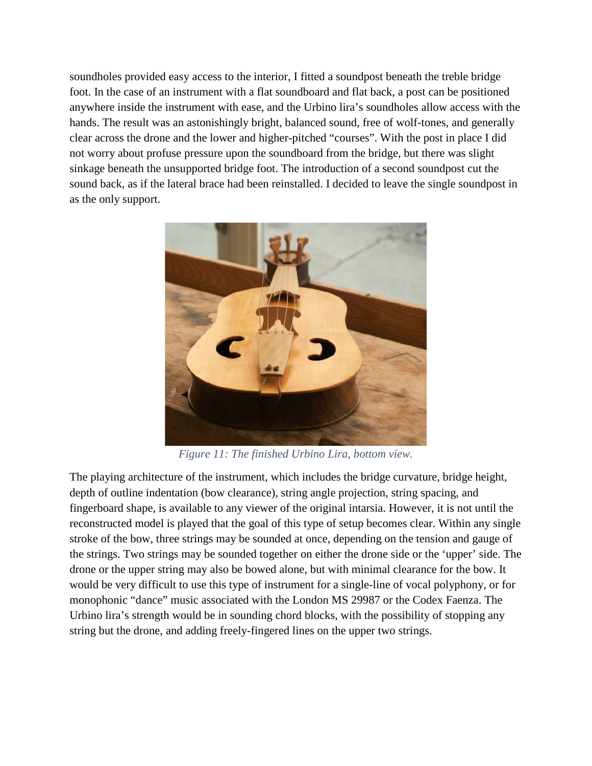soundholes provided easy access to the interior, I fitted a soundpost beneath the treble bridge foot. In the case of an instrument with a flat soundboard and flat back, a post can be positioned anywhere inside the instrument with ease, and the Urbino lira's soundholes allow access with the hands. The result was an astonishingly bright, balanced sound, free of wolf-tones, and generally clear across the drone and the lower and higher-pitched "courses". With the post in place I did not worry about profuse pressure upon the soundboard from the bridge, but there was slight sinkage beneath the unsupported bridge foot. The introduction of a second soundpost cut the sound back, as if the lateral brace had been reinstalled. I decided to leave the single soundpost in as the only support.

*Figure 11: The finished Urbino Lira, bottom view.*

The playing architecture of the instrument, which includes the bridge curvature, bridge height, depth of outline indentation (bow clearance), string angle projection, string spacing, and fingerboard shape, is available to any viewer of the original intarsia. However, it is not until the reconstructed model is played that the goal of this type of setup becomes clear. Within any single stroke of the bow, three strings may be sounded at once, depending on the tension and gauge of the strings. Two strings may be sounded together on either the drone side or the 'upper' side. The drone or the upper string may also be bowed alone, but with minimal clearance for the bow. It would be very difficult to use this type of instrument for a single-line of vocal polyphony, or for monophonic "dance" music associated with the London MS 29987 or the Codex Faenza. The Urbino lira's strength would be in sounding chord blocks, with the possibility of stopping any string but the drone, and adding freely-fingered lines on the upper two strings.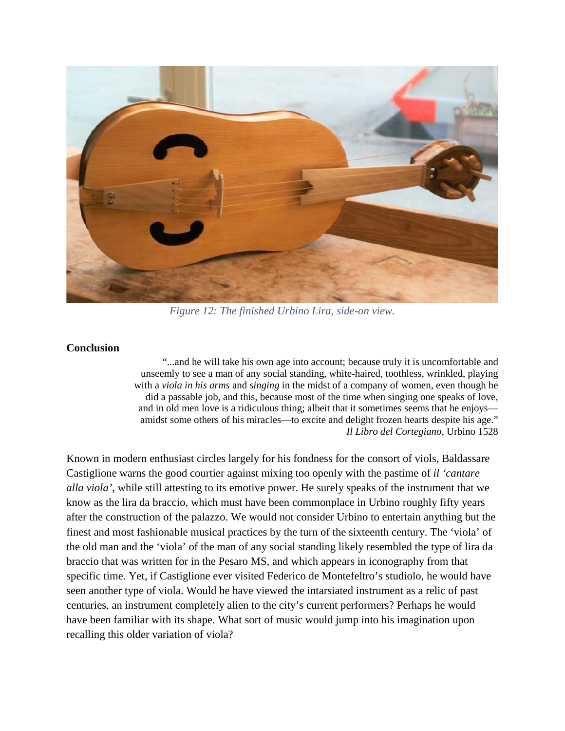*Figure 12: The finished Urbino Lira, side-on view.*

**Conclusion**

> "...and he will take his own age into account; because truly it is uncomfortable and unseemly to see a man of any social standing, white-haired, toothless, wrinkled, playing with a *viola in his arms* and *singing* in the midst of a company of women, even though he did a passable job, and this, because most of the time when singing one speaks of love, and in old men love is a ridiculous thing; albeit that it sometimes seems that he enjoys—amidst some others of his miracles—to excite and delight frozen hearts despite his age."
> *Il Libro del Cortegiano*, Urbino 1528

Known in modern enthusiast circles largely for his fondness for the consort of viols, Baldassare Castiglione warns the good courtier against mixing too openly with the pastime of *il 'cantare alla viola'*, while still attesting to its emotive power. He surely speaks of the instrument that we know as the lira da braccio, which must have been commonplace in Urbino roughly fifty years after the construction of the palazzo. We would not consider Urbino to entertain anything but the finest and most fashionable musical practices by the turn of the sixteenth century. The 'viola' of the old man and the 'viola' of the man of any social standing likely resembled the type of lira da braccio that was written for in the Pesaro MS, and which appears in iconography from that specific time. Yet, if Castiglione ever visited Federico de Montefeltro's studiolo, he would have seen another type of viola. Would he have viewed the intarsiated instrument as a relic of past centuries, an instrument completely alien to the city's current performers? Perhaps he would have been familiar with its shape. What sort of music would jump into his imagination upon recalling this older variation of viola?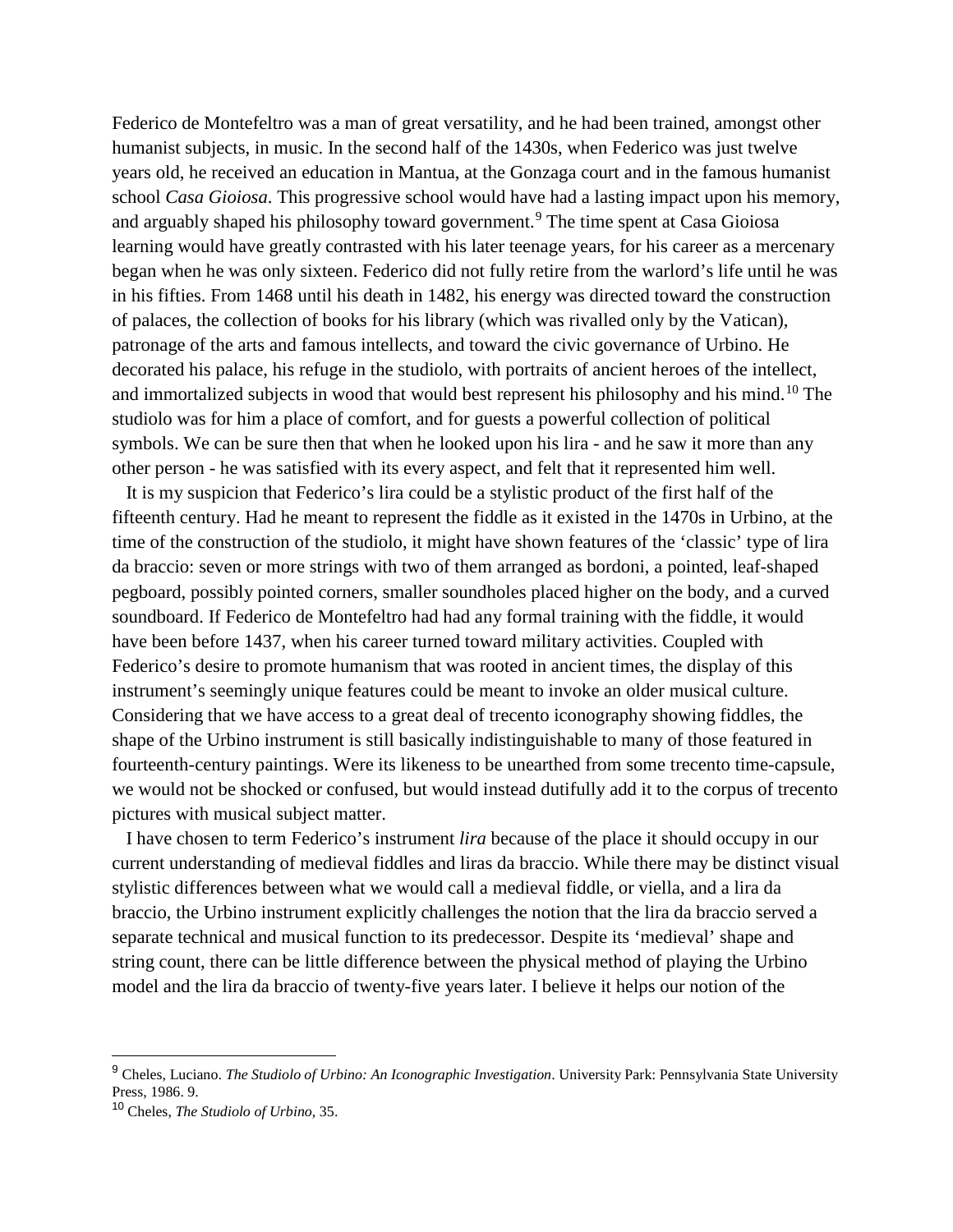Federico de Montefeltro was a man of great versatility, and he had been trained, amongst other humanist subjects, in music. In the second half of the 1430s, when Federico was just twelve years old, he received an education in Mantua, at the Gonzaga court and in the famous humanist school *Casa Gioiosa*. This progressive school would have had a lasting impact upon his memory, and arguably shaped his philosophy toward government.[9] The time spent at Casa Gioiosa learning would have greatly contrasted with his later teenage years, for his career as a mercenary began when he was only sixteen. Federico did not fully retire from the warlord's life until he was in his fifties. From 1468 until his death in 1482, his energy was directed toward the construction of palaces, the collection of books for his library (which was rivalled only by the Vatican), patronage of the arts and famous intellects, and toward the civic governance of Urbino. He decorated his palace, his refuge in the studiolo, with portraits of ancient heroes of the intellect, and immortalized subjects in wood that would best represent his philosophy and his mind.[10] The studiolo was for him a place of comfort, and for guests a powerful collection of political symbols. We can be sure then that when he looked upon his lira - and he saw it more than any other person - he was satisfied with its every aspect, and felt that it represented him well.

It is my suspicion that Federico's lira could be a stylistic product of the first half of the fifteenth century. Had he meant to represent the fiddle as it existed in the 1470s in Urbino, at the time of the construction of the studiolo, it might have shown features of the 'classic' type of lira da braccio: seven or more strings with two of them arranged as bordoni, a pointed, leaf-shaped pegboard, possibly pointed corners, smaller soundholes placed higher on the body, and a curved soundboard. If Federico de Montefeltro had had any formal training with the fiddle, it would have been before 1437, when his career turned toward military activities. Coupled with Federico's desire to promote humanism that was rooted in ancient times, the display of this instrument's seemingly unique features could be meant to invoke an older musical culture. Considering that we have access to a great deal of trecento iconography showing fiddles, the shape of the Urbino instrument is still basically indistinguishable to many of those featured in fourteenth-century paintings. Were its likeness to be unearthed from some trecento time-capsule, we would not be shocked or confused, but would instead dutifully add it to the corpus of trecento pictures with musical subject matter.

I have chosen to term Federico's instrument *lira* because of the place it should occupy in our current understanding of medieval fiddles and liras da braccio. While there may be distinct visual stylistic differences between what we would call a medieval fiddle, or viella, and a lira da braccio, the Urbino instrument explicitly challenges the notion that the lira da braccio served a separate technical and musical function to its predecessor. Despite its 'medieval' shape and string count, there can be little difference between the physical method of playing the Urbino model and the lira da braccio of twenty-five years later. I believe it helps our notion of the

---

[9] Cheles, Luciano. *The Studiolo of Urbino: An Iconographic Investigation*. University Park: Pennsylvania State University Press, 1986. 9.

[10] Cheles, *The Studiolo of Urbino,* 35.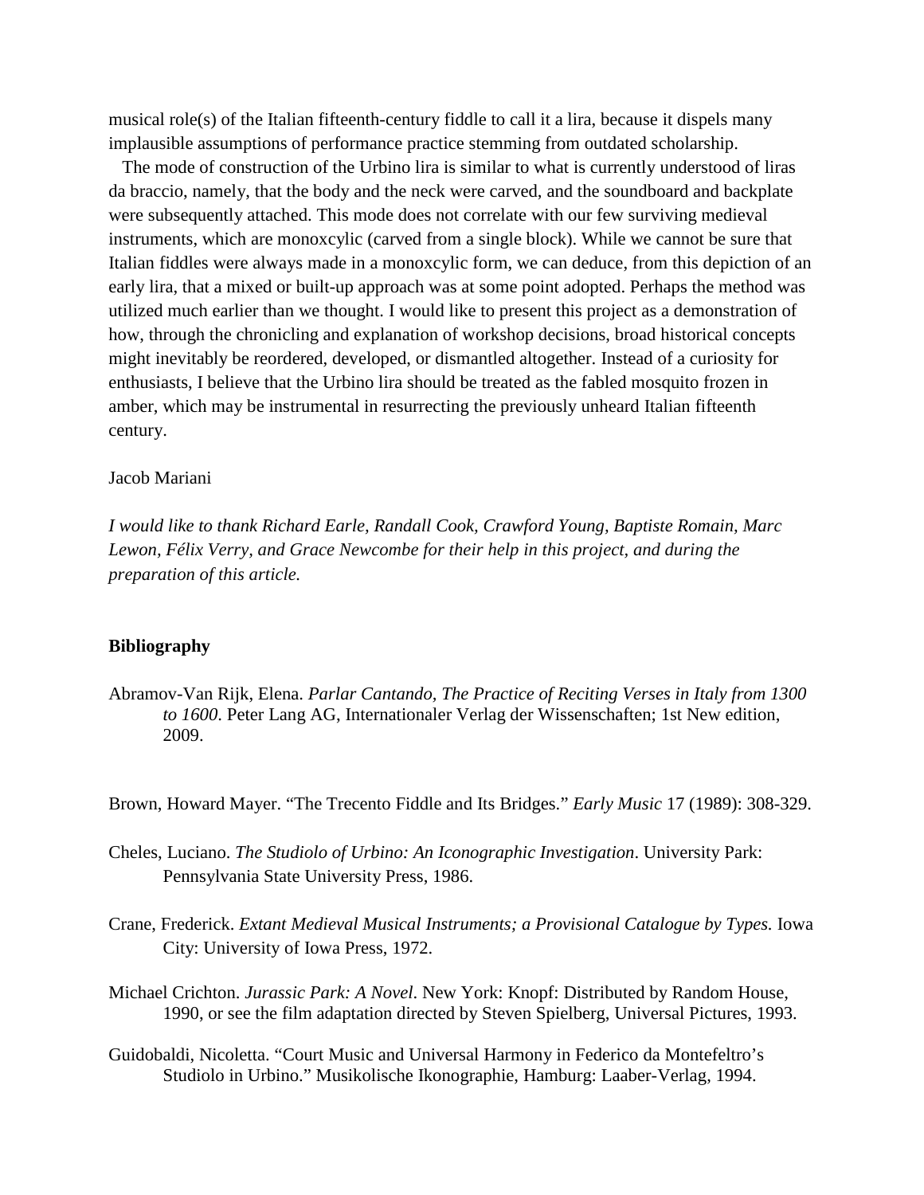musical role(s) of the Italian fifteenth-century fiddle to call it a lira, because it dispels many implausible assumptions of performance practice stemming from outdated scholarship.

The mode of construction of the Urbino lira is similar to what is currently understood of liras da braccio, namely, that the body and the neck were carved, and the soundboard and backplate were subsequently attached. This mode does not correlate with our few surviving medieval instruments, which are monoxcylic (carved from a single block). While we cannot be sure that Italian fiddles were always made in a monoxcylic form, we can deduce, from this depiction of an early lira, that a mixed or built-up approach was at some point adopted. Perhaps the method was utilized much earlier than we thought. I would like to present this project as a demonstration of how, through the chronicling and explanation of workshop decisions, broad historical concepts might inevitably be reordered, developed, or dismantled altogether. Instead of a curiosity for enthusiasts, I believe that the Urbino lira should be treated as the fabled mosquito frozen in amber, which may be instrumental in resurrecting the previously unheard Italian fifteenth century.

Jacob Mariani

*I would like to thank Richard Earle, Randall Cook, Crawford Young, Baptiste Romain, Marc Lewon, Félix Verry, and Grace Newcombe for their help in this project, and during the preparation of this article.*

## Bibliography

Abramov-Van Rijk, Elena. *Parlar Cantando, The Practice of Reciting Verses in Italy from 1300 to 1600*. Peter Lang AG, Internationaler Verlag der Wissenschaften; 1st New edition, 2009.

Brown, Howard Mayer. "The Trecento Fiddle and Its Bridges." *Early Music* 17 (1989): 308-329.

Cheles, Luciano. *The Studiolo of Urbino: An Iconographic Investigation*. University Park: Pennsylvania State University Press, 1986.

Crane, Frederick. *Extant Medieval Musical Instruments; a Provisional Catalogue by Types.* Iowa City: University of Iowa Press, 1972.

Michael Crichton. *Jurassic Park: A Novel*. New York: Knopf: Distributed by Random House, 1990, or see the film adaptation directed by Steven Spielberg, Universal Pictures, 1993.

Guidobaldi, Nicoletta. "Court Music and Universal Harmony in Federico da Montefeltro's Studiolo in Urbino." Musikolische Ikonographie, Hamburg: Laaber-Verlag, 1994.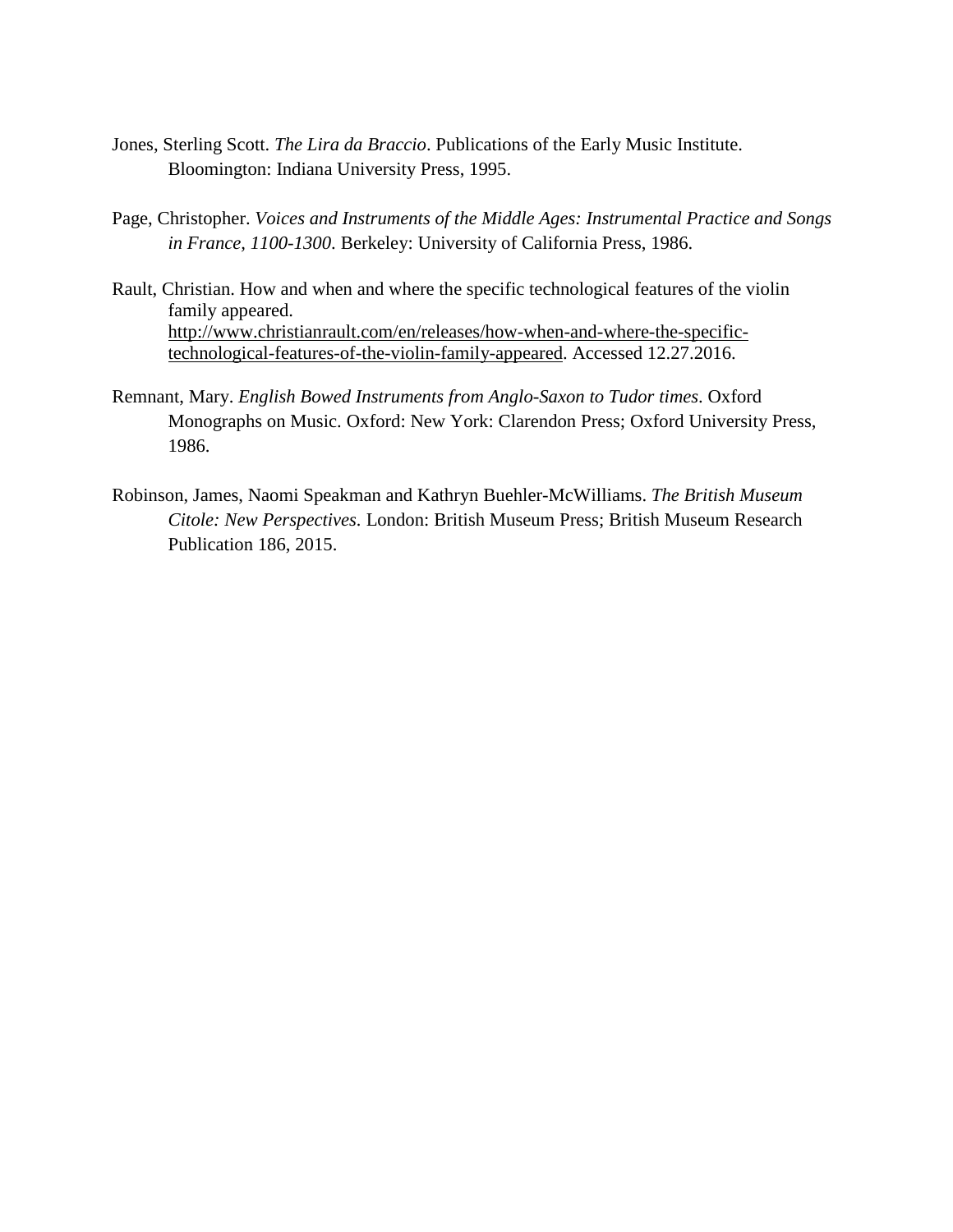Jones, Sterling Scott. *The Lira da Braccio*. Publications of the Early Music Institute. Bloomington: Indiana University Press, 1995.

Page, Christopher. *Voices and Instruments of the Middle Ages: Instrumental Practice and Songs in France, 1100-1300*. Berkeley: University of California Press, 1986.

Rault, Christian. How and when and where the specific technological features of the violin family appeared. http://www.christianrault.com/en/releases/how-when-and-where-the-specific-technological-features-of-the-violin-family-appeared. Accessed 12.27.2016.

Remnant, Mary. *English Bowed Instruments from Anglo-Saxon to Tudor times*. Oxford Monographs on Music. Oxford: New York: Clarendon Press; Oxford University Press, 1986.

Robinson, James, Naomi Speakman and Kathryn Buehler-McWilliams. *The British Museum Citole: New Perspectives.* London: British Museum Press; British Museum Research Publication 186, 2015.